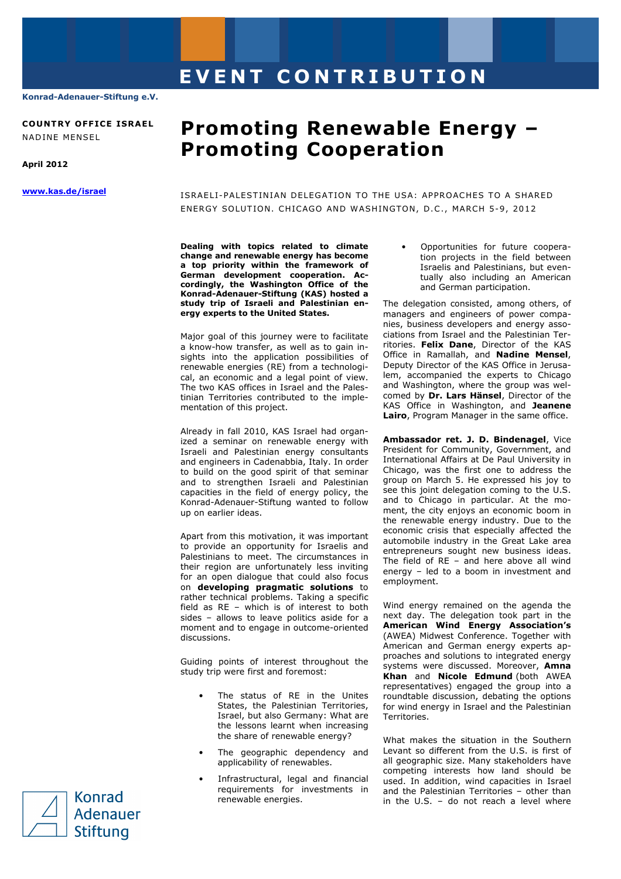# EVENT CONTRIBUTION

Konrad-Adenauer-Stiftung e.V.

**COUNTRY OFFICE ISRAEL**

NADINE MENSEL

**April 2012**

**www.kas.de/israel**

# Promoting Renewable Energy – Promoting Cooperation

ISRAELI-PALESTINIAN DELEGATION TO THE USA: APPROACHES TO A SHARED ENERGY SOLUTION. CHICAGO AND WASHINGTON, D.C., MARCH 5-9, 2012

**Dealing with topics related to climate change and renewable energy has become a top priority within the framework of German development cooperation. Accordingly, the Washington Office of the Konrad-Adenauer-Stiftung (KAS) hosted a study trip of Israeli and Palestinian energy experts to the United States.**

Major goal of this journey were to facilitate a know-how transfer, as well as to gain insights into the application possibilities of renewable energies (RE) from a technological, an economic and a legal point of view. The two KAS offices in Israel and the Palestinian Territories contributed to the implementation of this project.

Already in fall 2010, KAS Israel had organized a seminar on renewable energy with Israeli and Palestinian energy consultants and engineers in Cadenabbia, Italy. In order to build on the good spirit of that seminar and to strengthen Israeli and Palestinian capacities in the field of energy policy, the Konrad-Adenauer-Stiftung wanted to follow up on earlier ideas.

Apart from this motivation, it was important to provide an opportunity for Israelis and Palestinians to meet. The circumstances in their region are unfortunately less inviting for an open dialogue that could also focus on **developing pragmatic solutions** to rather technical problems. Taking a specific field as RE – which is of interest to both sides – allows to leave politics aside for a moment and to engage in outcome-oriented discussions.

Guiding points of interest throughout the study trip were first and foremost:

- The status of RE in the Unites States, the Palestinian Territories, Israel, but also Germany: What are the lessons learnt when increasing the share of renewable energy?
- The geographic dependency and applicability of renewables.
- Infrastructural, legal and financial requirements for investments in renewable energies.
- Opportunities for future cooperation projects in the field between Israelis and Palestinians, but eventually also including an American and German participation.

The delegation consisted, among others, of managers and engineers of power companies, business developers and energy associations from Israel and the Palestinian Territories. **Felix Dane**, Director of the KAS Office in Ramallah, and **Nadine Mensel**, Deputy Director of the KAS Office in Jerusalem, accompanied the experts to Chicago and Washington, where the group was welcomed by **Dr. Lars Hänsel**, Director of the KAS Office in Washington, and **Jeanene Lairo**, Program Manager in the same office.

**Ambassador ret. J. D. Bindenagel**, Vice President for Community, Government, and International Affairs at De Paul University in Chicago, was the first one to address the group on March 5. He expressed his joy to see this joint delegation coming to the U.S. and to Chicago in particular. At the moment, the city enjoys an economic boom in the renewable energy industry. Due to the economic crisis that especially affected the automobile industry in the Great Lake area entrepreneurs sought new business ideas. The field of RE – and here above all wind energy – led to a boom in investment and employment.

Wind energy remained on the agenda the next day. The delegation took part in the **American Wind Energy Association's** (AWEA) Midwest Conference. Together with American and German energy experts approaches and solutions to integrated energy systems were discussed. Moreover, **Amna Khan** and **Nicole Edmund** (both AWEA representatives) engaged the group into a roundtable discussion, debating the options for wind energy in Israel and the Palestinian Territories.

What makes the situation in the Southern Levant so different from the U.S. is first of all geographic size. Many stakeholders have competing interests how land should be used. In addition, wind capacities in Israel and the Palestinian Territories – other than in the U.S. – do not reach a level where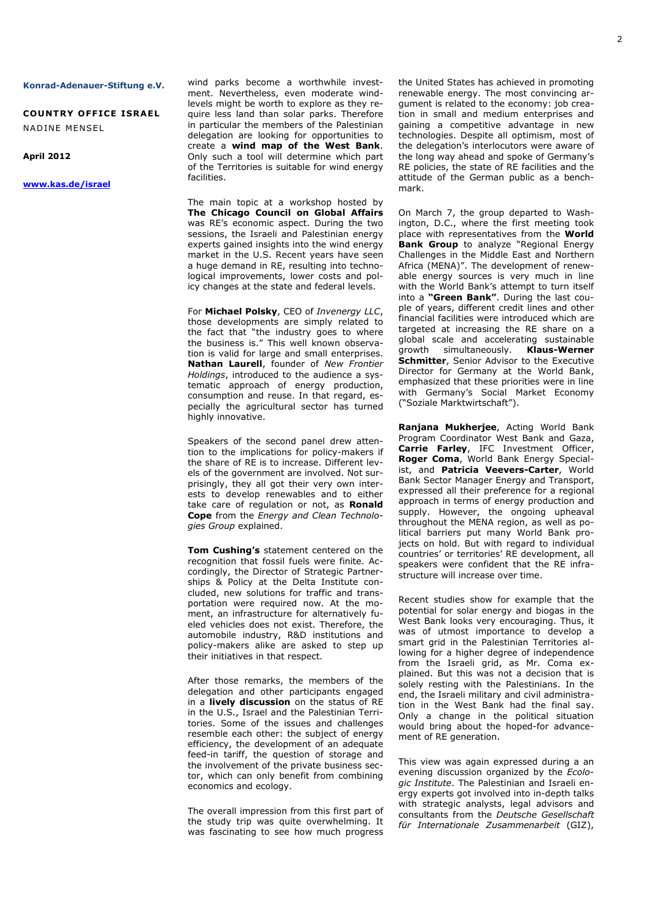wind parks become a worthwhile investment. Nevertheless, even moderate wind-levels might be worth to explore as they require less land than solar parks. Therefore in particular the members of the Palestinian delegation are looking for opportunities to create a **wind map of the West Bank**. Only such a tool will determine which part of the Territories is suitable for wind energy facilities.

The main topic at a workshop hosted by **The Chicago Council on Global Affairs** was RE's economic aspect. During the two sessions, the Israeli and Palestinian energy experts gained insights into the wind energy market in the U.S. Recent years have seen a huge demand in RE, resulting into technological improvements, lower costs and policy changes at the state and federal levels.

For **Michael Polsky**, CEO of *Invenergy LLC*, those developments are simply related to the fact that "the industry goes to where the business is." This well known observation is valid for large and small enterprises. **Nathan Laurell**, founder of *New Frontier Holdings*, introduced to the audience a systematic approach of energy production, consumption and reuse. In that regard, especially the agricultural sector has turned highly innovative.

Speakers of the second panel drew attention to the implications for policy-makers if the share of RE is to increase. Different levels of the government are involved. Not surprisingly, they all got their very own interests to develop renewables and to either take care of regulation or not, as **Ronald Cope** from the *Energy and Clean Technologies Group* explained.

**Tom Cushing's** statement centered on the recognition that fossil fuels were finite. Accordingly, the Director of Strategic Partnerships & Policy at the Delta Institute concluded, new solutions for traffic and transportation were required now. At the moment, an infrastructure for alternatively fueled vehicles does not exist. Therefore, the automobile industry, R&D institutions and policy-makers alike are asked to step up their initiatives in that respect.

After those remarks, the members of the delegation and other participants engaged in a **lively discussion** on the status of RE in the U.S., Israel and the Palestinian Territories. Some of the issues and challenges resemble each other: the subject of energy efficiency, the development of an adequate feed-in tariff, the question of storage and the involvement of the private business sector, which can only benefit from combining economics and ecology.

The overall impression from this first part of the study trip was quite overwhelming. It was fascinating to see how much progress the United States has achieved in promoting renewable energy. The most convincing argument is related to the economy: job creation in small and medium enterprises and gaining a competitive advantage in new technologies. Despite all optimism, most of the delegation's interlocutors were aware of the long way ahead and spoke of Germany's RE policies, the state of RE facilities and the attitude of the German public as a benchmark.

On March 7, the group departed to Washington, D.C., where the first meeting took place with representatives from the **World Bank Group** to analyze "Regional Energy Challenges in the Middle East and Northern Africa (MENA)". The development of renewable energy sources is very much in line with the World Bank's attempt to turn itself into a **"Green Bank"**. During the last couple of years, different credit lines and other financial facilities were introduced which are targeted at increasing the RE share on a global scale and accelerating sustainable growth simultaneously. **Klaus-Werner Schmitter**, Senior Advisor to the Executive Director for Germany at the World Bank, emphasized that these priorities were in line with Germany's Social Market Economy ("Soziale Marktwirtschaft").

**Ranjana Mukherjee**, Acting World Bank Program Coordinator West Bank and Gaza, **Carrie Farley**, IFC Investment Officer, **Roger Coma**, World Bank Energy Specialist, and **Patricia Veevers-Carter**, World Bank Sector Manager Energy and Transport, expressed all their preference for a regional approach in terms of energy production and supply. However, the ongoing upheaval throughout the MENA region, as well as political barriers put many World Bank projects on hold. But with regard to individual countries' or territories' RE development, all speakers were confident that the RE infrastructure will increase over time.

Recent studies show for example that the potential for solar energy and biogas in the West Bank looks very encouraging. Thus, it was of utmost importance to develop a smart grid in the Palestinian Territories allowing for a higher degree of independence from the Israeli grid, as Mr. Coma explained. But this was not a decision that is solely resting with the Palestinians. In the end, the Israeli military and civil administration in the West Bank had the final say. Only a change in the political situation would bring about the hoped-for advancement of RE generation.

This view was again expressed during a an evening discussion organized by the *Ecologic Institute*. The Palestinian and Israeli energy experts got involved into in-depth talks with strategic analysts, legal advisors and consultants from the *Deutsche Gesellschaft für Internationale Zusammenarbeit* (GIZ),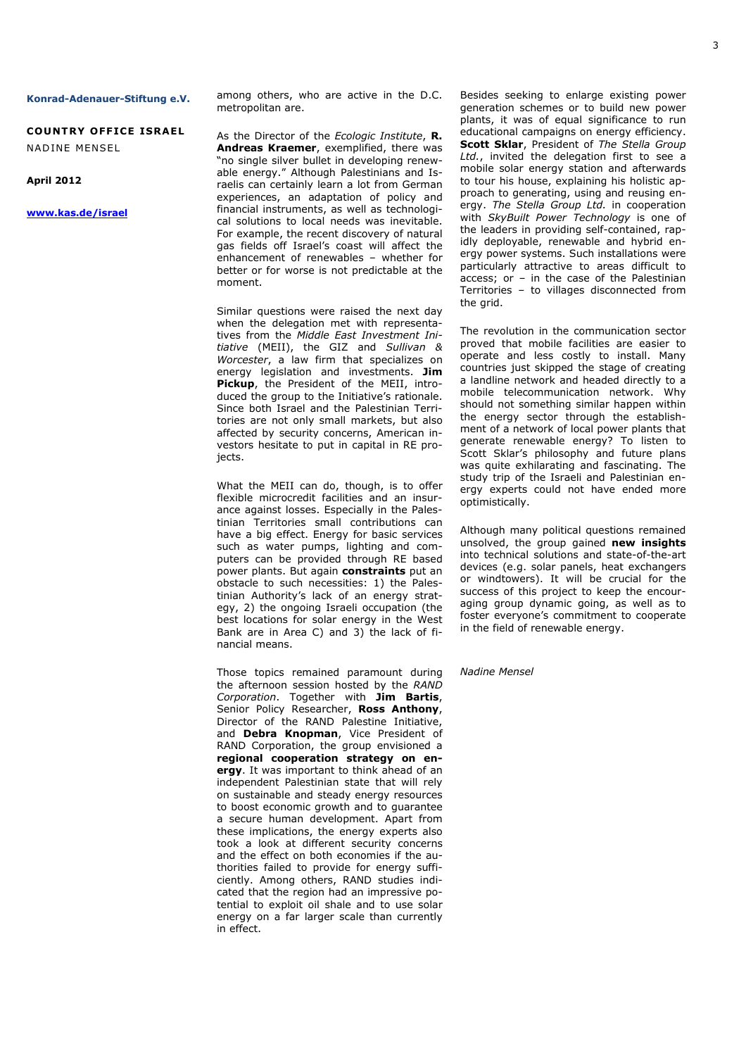Konrad-Adenauer-Stiftung e.V.

COUNTRY OFFICE ISRAEL

NADINE MENSEL

**April 2012**

www.kas.de/israel

among others, who are active in the D.C. metropolitan are.

As the Director of the *Ecologic Institute*, **R. Andreas Kraemer**, exemplified, there was "no single silver bullet in developing renewable energy." Although Palestinians and Israelis can certainly learn a lot from German experiences, an adaptation of policy and financial instruments, as well as technological solutions to local needs was inevitable. For example, the recent discovery of natural gas fields off Israel's coast will affect the enhancement of renewables – whether for better or for worse is not predictable at the moment.

Similar questions were raised the next day when the delegation met with representatives from the *Middle East Investment Initiative* (MEII), the GIZ and *Sullivan & Worcester*, a law firm that specializes on energy legislation and investments. **Jim Pickup**, the President of the MEII, introduced the group to the Initiative's rationale. Since both Israel and the Palestinian Territories are not only small markets, but also affected by security concerns, American investors hesitate to put in capital in RE projects.

What the MEII can do, though, is to offer flexible microcredit facilities and an insurance against losses. Especially in the Palestinian Territories small contributions can have a big effect. Energy for basic services such as water pumps, lighting and computers can be provided through RE based power plants. But again **constraints** put an obstacle to such necessities: 1) the Palestinian Authority's lack of an energy strategy, 2) the ongoing Israeli occupation (the best locations for solar energy in the West Bank are in Area C) and 3) the lack of financial means.

Those topics remained paramount during the afternoon session hosted by the *RAND Corporation*. Together with **Jim Bartis**, Senior Policy Researcher, **Ross Anthony**, Director of the RAND Palestine Initiative, and **Debra Knopman**, Vice President of RAND Corporation, the group envisioned a **regional cooperation strategy on energy**. It was important to think ahead of an independent Palestinian state that will rely on sustainable and steady energy resources to boost economic growth and to guarantee a secure human development. Apart from these implications, the energy experts also took a look at different security concerns and the effect on both economies if the authorities failed to provide for energy sufficiently. Among others, RAND studies indicated that the region had an impressive potential to exploit oil shale and to use solar energy on a far larger scale than currently in effect.

Besides seeking to enlarge existing power generation schemes or to build new power plants, it was of equal significance to run educational campaigns on energy efficiency. **Scott Sklar**, President of *The Stella Group Ltd.*, invited the delegation first to see a mobile solar energy station and afterwards to tour his house, explaining his holistic approach to generating, using and reusing energy. *The Stella Group Ltd.* in cooperation with *SkyBuilt Power Technology* is one of the leaders in providing self-contained, rapidly deployable, renewable and hybrid energy power systems. Such installations were particularly attractive to areas difficult to access; or – in the case of the Palestinian Territories – to villages disconnected from the grid.

The revolution in the communication sector proved that mobile facilities are easier to operate and less costly to install. Many countries just skipped the stage of creating a landline network and headed directly to a mobile telecommunication network. Why should not something similar happen within the energy sector through the establishment of a network of local power plants that generate renewable energy? To listen to Scott Sklar's philosophy and future plans was quite exhilarating and fascinating. The study trip of the Israeli and Palestinian energy experts could not have ended more optimistically.

Although many political questions remained unsolved, the group gained **new insights** into technical solutions and state-of-the-art devices (e.g. solar panels, heat exchangers or windtowers). It will be crucial for the success of this project to keep the encouraging group dynamic going, as well as to foster everyone's commitment to cooperate in the field of renewable energy.

*Nadine Mensel*